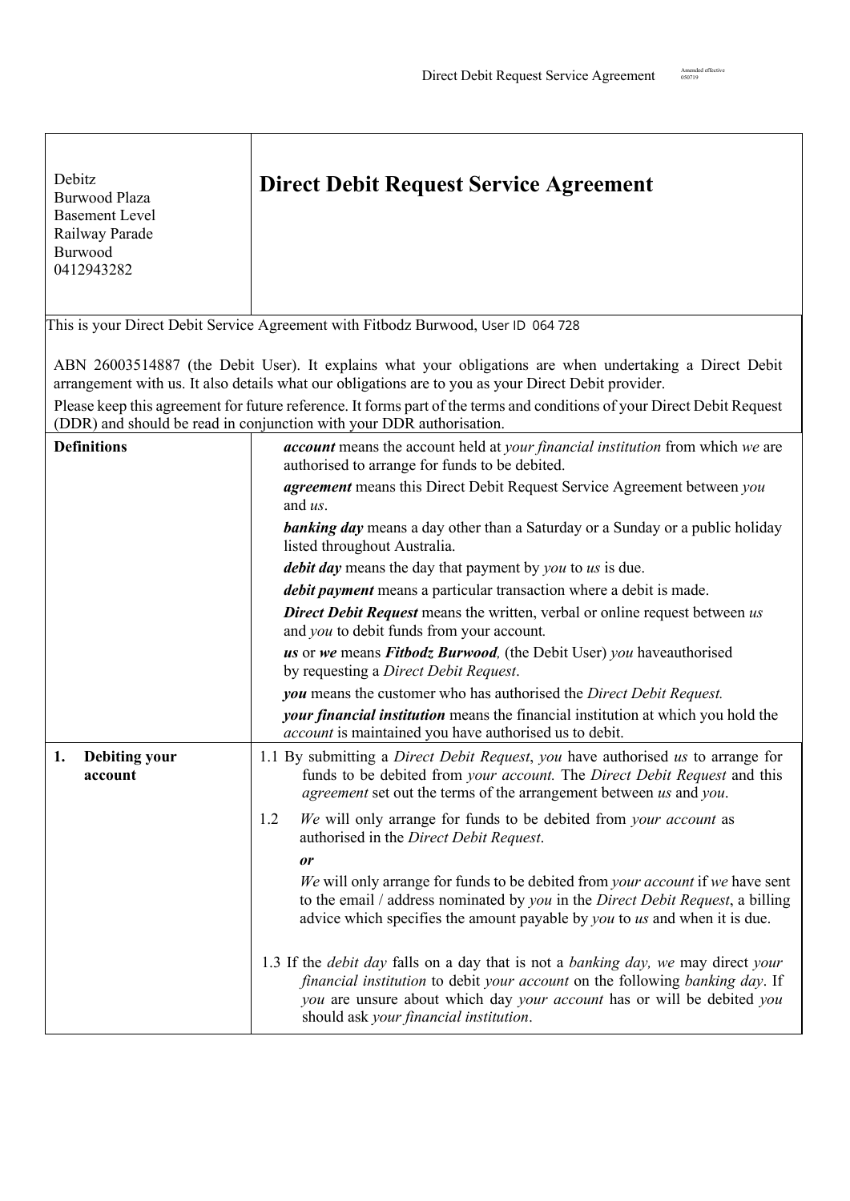Debitz
Burwood Plaza
Basement Level
Railway Parade
Burwood
0412943282

# Direct Debit Request Service Agreement

This is your Direct Debit Service Agreement with Fitbodz Burwood, User ID 064 728

ABN 26003514887 (the Debit User). It explains what your obligations are when undertaking a Direct Debit arrangement with us. It also details what our obligations are to you as your Direct Debit provider.

Please keep this agreement for future reference. It forms part of the terms and conditions of your Direct Debit Request (DDR) and should be read in conjunction with your DDR authorisation.

## Definitions

***account*** means the account held at *your financial institution* from which *we* are authorised to arrange for funds to be debited.

***agreement*** means this Direct Debit Request Service Agreement between *you* and *us*.

***banking day*** means a day other than a Saturday or a Sunday or a public holiday listed throughout Australia.

***debit day*** means the day that payment by *you* to *us* is due.

***debit payment*** means a particular transaction where a debit is made.

***Direct Debit Request*** means the written, verbal or online request between *us* and *you* to debit funds from your account.

***us*** or ***we*** means ***Fitbodz Burwood****,* (the Debit User) *you* haveauthorised by requesting a *Direct Debit Request*.

***you*** means the customer who has authorised the *Direct Debit Request.*

***your financial institution*** means the financial institution at which you hold the *account* is maintained you have authorised us to debit.

## 1. Debiting your account

1.1 By submitting a *Direct Debit Request*, *you* have authorised *us* to arrange for funds to be debited from *your account.* The *Direct Debit Request* and this *agreement* set out the terms of the arrangement between *us* and *you*.

1.2 *We* will only arrange for funds to be debited from *your account* as authorised in the *Direct Debit Request*.

***or***

*We* will only arrange for funds to be debited from *your account* if *we* have sent to the email / address nominated by *you* in the *Direct Debit Request*, a billing advice which specifies the amount payable by *you* to *us* and when it is due.

1.3 If the *debit day* falls on a day that is not a *banking day, we* may direct *your financial institution* to debit *your account* on the following *banking day*. If *you* are unsure about which day *your account* has or will be debited *you* should ask *your financial institution*.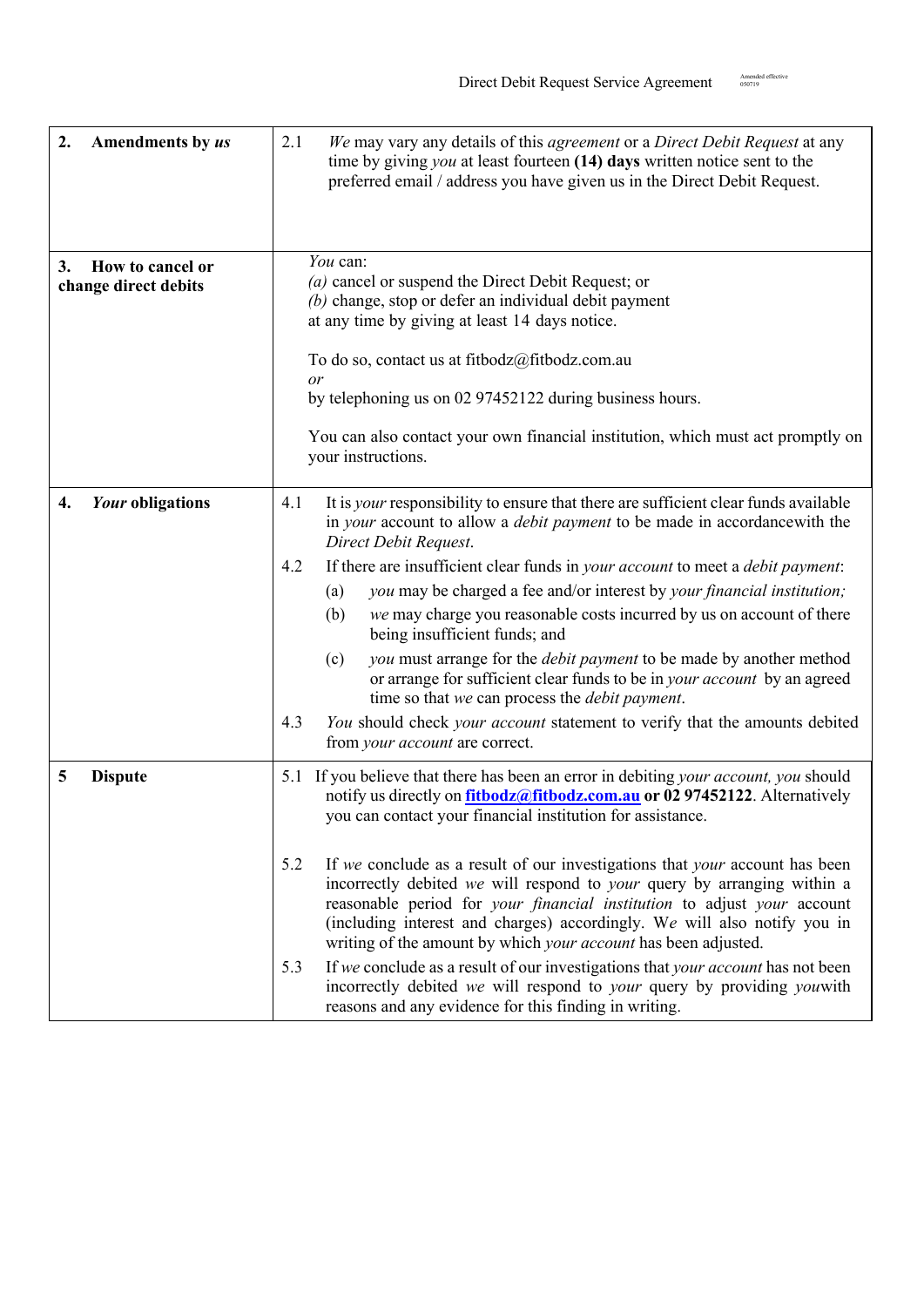| | |
|---|---|
| **2. Amendments by *us*** | 2.1 *We* may vary any details of this *agreement* or a *Direct Debit Request* at any time by giving *you* at least fourteen **(14) days** written notice sent to the preferred email / address you have given us in the Direct Debit Request. |
| **3. How to cancel or change direct debits** | *You* can:<br>*(a)* cancel or suspend the Direct Debit Request; or<br>*(b)* change, stop or defer an individual debit payment<br>at any time by giving at least 14 days notice.<br><br>To do so, contact us at fitbodz@fitbodz.com.au<br>*or*<br>by telephoning us on 02 97452122 during business hours.<br><br>You can also contact your own financial institution, which must act promptly on your instructions. |
| **4. *Your* obligations** | 4.1 It is *your* responsibility to ensure that there are sufficient clear funds available in *your* account to allow a *debit payment* to be made in accordancewith the *Direct Debit Request*.<br>4.2 If there are insufficient clear funds in *your account* to meet a *debit payment*:<br>(a) *you* may be charged a fee and/or interest by *your financial institution;*<br>(b) *we* may charge you reasonable costs incurred by us on account of there being insufficient funds; and<br>(c) *you* must arrange for the *debit payment* to be made by another method or arrange for sufficient clear funds to be in *your account* by an agreed time so that *we* can process the *debit payment*.<br>4.3 *You* should check *your account* statement to verify that the amounts debited from *your account* are correct. |
| **5 Dispute** | 5.1 If you believe that there has been an error in debiting *your account, you* should notify us directly on **fitbodz@fitbodz.com.au or 02 97452122**. Alternatively you can contact your financial institution for assistance.<br><br>5.2 If *we* conclude as a result of our investigations that *your* account has been incorrectly debited *we* will respond to *your* query by arranging within a reasonable period for *your financial institution* to adjust *your* account (including interest and charges) accordingly. W*e* will also notify you in writing of the amount by which *your account* has been adjusted.<br>5.3 If *we* conclude as a result of our investigations that *your account* has not been incorrectly debited *we* will respond to *your* query by providing *you*with reasons and any evidence for this finding in writing. |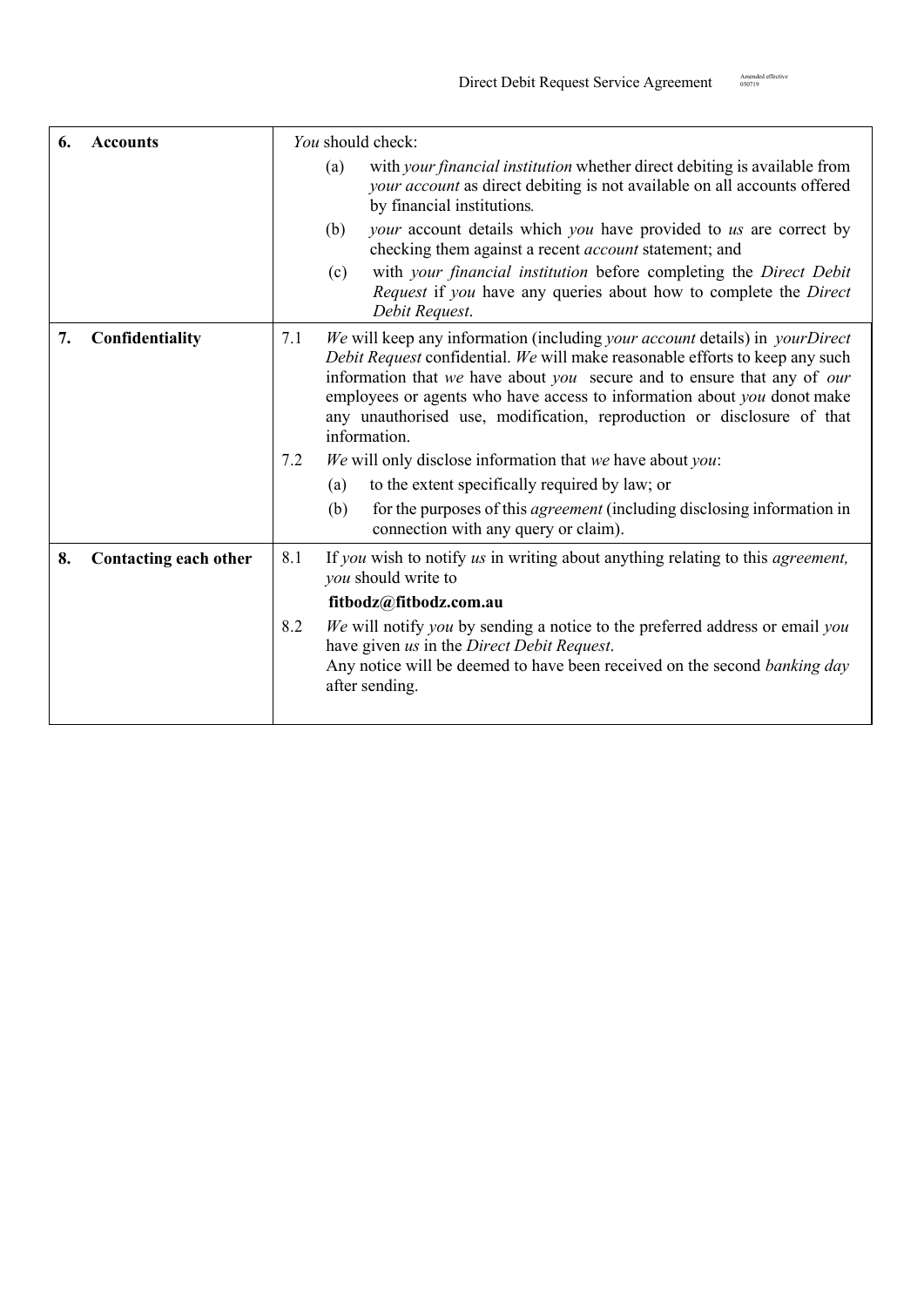| | | |
|---|---|---|
| **6.** | **Accounts** | *You* should check:<br>(a) with *your financial institution* whether direct debiting is available from *your account* as direct debiting is not available on all accounts offered by financial institutions.<br>(b) *your* account details which *you* have provided to *us* are correct by checking them against a recent *account* statement; and<br>(c) with *your financial institution* before completing the *Direct Debit Request* if *you* have any queries about how to complete the *Direct Debit Request*. |
| **7.** | **Confidentiality** | 7.1 *We* will keep any information (including *your account* details) in *yourDirect Debit Request* confidential. *We* will make reasonable efforts to keep any such information that *we* have about *you* secure and to ensure that any of *our* employees or agents who have access to information about *you* donot make any unauthorised use, modification, reproduction or disclosure of that information.<br>7.2 *We* will only disclose information that *we* have about *you*:<br>(a) to the extent specifically required by law; or<br>(b) for the purposes of this *agreement* (including disclosing information in connection with any query or claim). |
| **8.** | **Contacting each other** | 8.1 If *you* wish to notify *us* in writing about anything relating to this *agreement, you* should write to<br>**fitbodz@fitbodz.com.au**<br>8.2 *We* will notify *you* by sending a notice to the preferred address or email *you* have given *us* in the *Direct Debit Request*.<br>Any notice will be deemed to have been received on the second *banking day* after sending. |